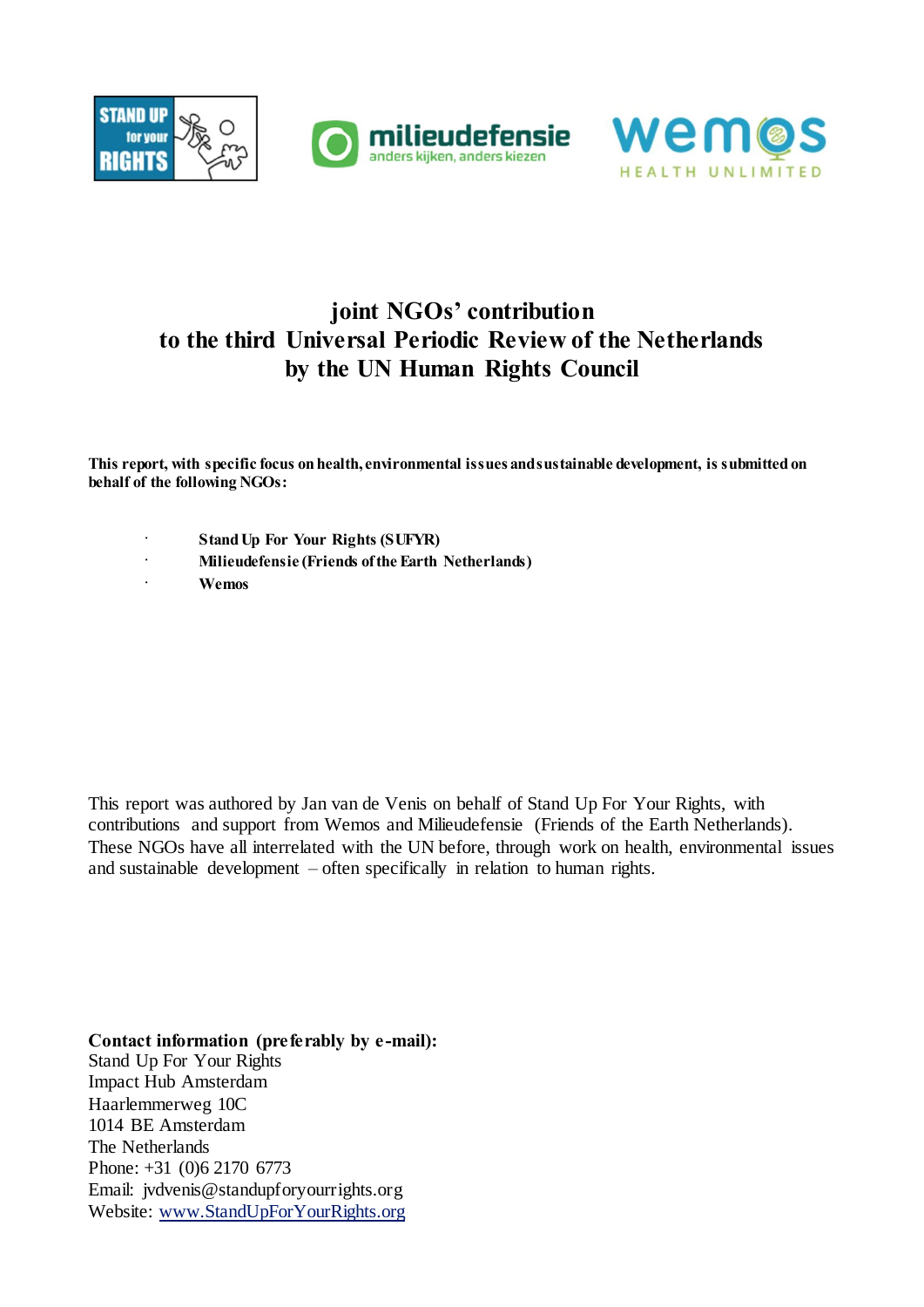# joint NGOs' contribution to the third Universal Periodic Review of the Netherlands by the UN Human Rights Council

**This report, with specific focus on health, environmental issues and sustainable development, is submitted on behalf of the following NGOs:**

- **Stand Up For Your Rights (SUFYR)**
- **Milieudefensie (Friends of the Earth Netherlands)**
- **Wemos**

This report was authored by Jan van de Venis on behalf of Stand Up For Your Rights, with contributions and support from Wemos and Milieudefensie (Friends of the Earth Netherlands). These NGOs have all interrelated with the UN before, through work on health, environmental issues and sustainable development – often specifically in relation to human rights.

**Contact information (preferably by e-mail):**
Stand Up For Your Rights
Impact Hub Amsterdam
Haarlemmerweg 10C
1014 BE Amsterdam
The Netherlands
Phone: +31 (0)6 2170 6773
Email: jvdvenis@standupforyourrights.org
Website: www.StandUpForYourRights.org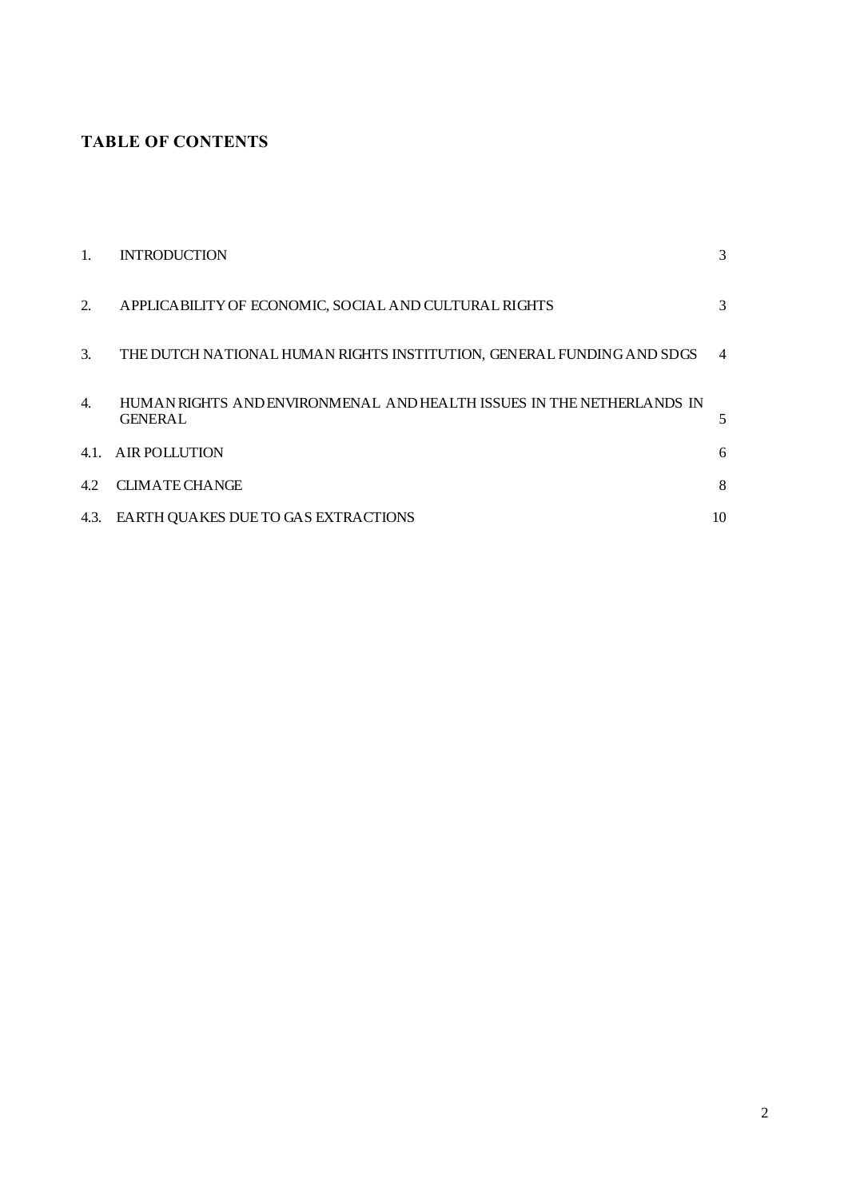## TABLE OF CONTENTS

| | | |
|---|---|---|
| 1. | INTRODUCTION | 3 |
| 2. | APPLICABILITY OF ECONOMIC, SOCIAL AND CULTURAL RIGHTS | 3 |
| 3. | THE DUTCH NATIONAL HUMAN RIGHTS INSTITUTION, GENERAL FUNDING AND SDGS | 4 |
| 4. | HUMAN RIGHTS AND ENVIRONMENAL AND HEALTH ISSUES IN THE NETHERLANDS IN GENERAL | 5 |
| 4.1. | AIR POLLUTION | 6 |
| 4.2 | CLIMATE CHANGE | 8 |
| 4.3. | EARTH QUAKES DUE TO GAS EXTRACTIONS | 10 |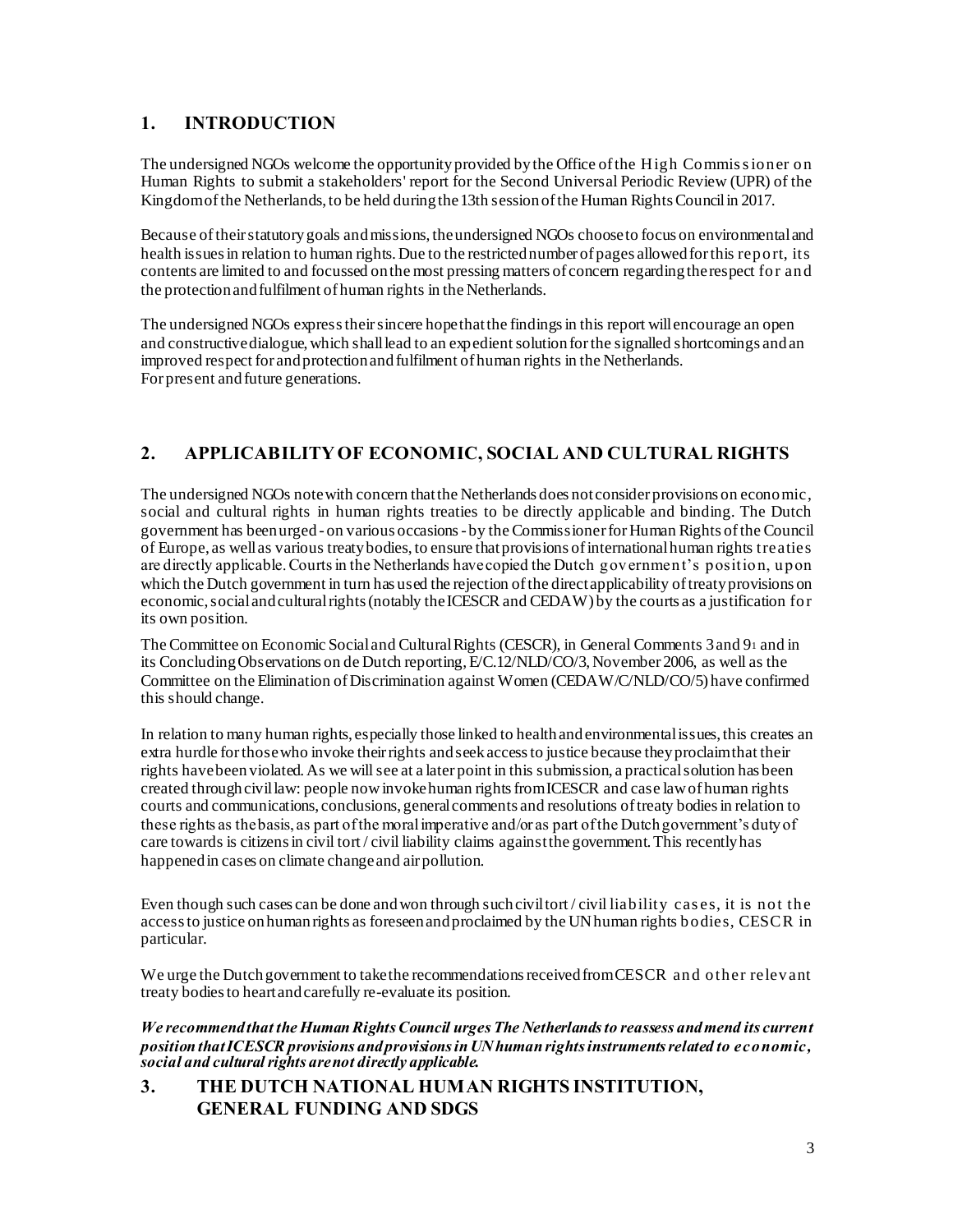## 1. INTRODUCTION

The undersigned NGOs welcome the opportunity provided by the Office of the High Commissioner on Human Rights to submit a stakeholders' report for the Second Universal Periodic Review (UPR) of the Kingdom of the Netherlands, to be held during the 13th session of the Human Rights Council in 2017.

Because of their statutory goals and missions, the undersigned NGOs choose to focus on environmental and health issues in relation to human rights. Due to the restricted number of pages allowed for this report, its contents are limited to and focussed on the most pressing matters of concern regarding the respect for and the protection and fulfilment of human rights in the Netherlands.

The undersigned NGOs express their sincere hope that the findings in this report will encourage an open and constructive dialogue, which shall lead to an expedient solution for the signalled shortcomings and an improved respect for and protection and fulfilment of human rights in the Netherlands.
For present and future generations.

## 2. APPLICABILITY OF ECONOMIC, SOCIAL AND CULTURAL RIGHTS

The undersigned NGOs note with concern that the Netherlands does not consider provisions on economic, social and cultural rights in human rights treaties to be directly applicable and binding. The Dutch government has been urged - on various occasions - by the Commissioner for Human Rights of the Council of Europe, as well as various treaty bodies, to ensure that provisions of international human rights treaties are directly applicable. Courts in the Netherlands have copied the Dutch government's position, upon which the Dutch government in turn has used the rejection of the direct applicability of treaty provisions on economic, social and cultural rights (notably the ICESCR and CEDAW) by the courts as a justification for its own position.

The Committee on Economic Social and Cultural Rights (CESCR), in General Comments 3 and 9[1] and in its Concluding Observations on de Dutch reporting, E/C.12/NLD/CO/3, November 2006, as well as the Committee on the Elimination of Discrimination against Women (CEDAW/C/NLD/CO/5) have confirmed this should change.

In relation to many human rights, especially those linked to health and environmental issues, this creates an extra hurdle for those who invoke their rights and seek access to justice because they proclaim that their rights have been violated. As we will see at a later point in this submission, a practical solution has been created through civil law: people now invoke human rights from ICESCR and case law of human rights courts and communications, conclusions, general comments and resolutions of treaty bodies in relation to these rights as the basis, as part of the moral imperative and/or as part of the Dutch government's duty of care towards is citizens in civil tort / civil liability claims against the government. This recently has happened in cases on climate change and air pollution.

Even though such cases can be done and won through such civil tort / civil liability cases, it is not the access to justice on human rights as foreseen and proclaimed by the UN human rights bodies, CESCR in particular.

We urge the Dutch government to take the recommendations received from CESCR and other relevant treaty bodies to heart and carefully re-evaluate its position.

***We recommend that the Human Rights Council urges The Netherlands to reassess and mend its current position that ICESCR provisions and provisions in UN human rights instruments related to economic, social and cultural rights are not directly applicable.***

## 3. THE DUTCH NATIONAL HUMAN RIGHTS INSTITUTION, GENERAL FUNDING AND SDGS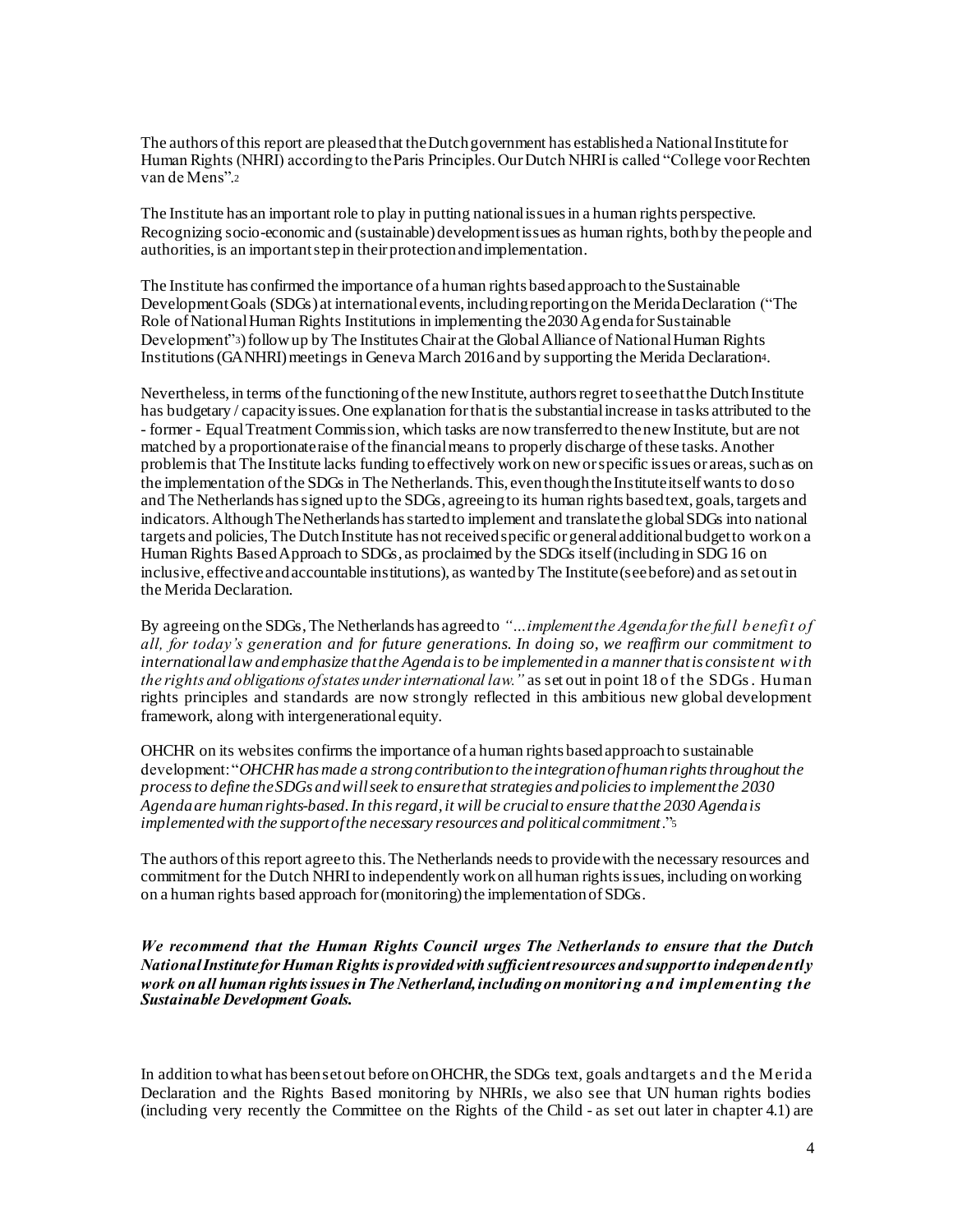The authors of this report are pleased that the Dutch government has established a National Institute for Human Rights (NHRI) according to the Paris Principles. Our Dutch NHRI is called "College voor Rechten van de Mens".[2]

The Institute has an important role to play in putting national issues in a human rights perspective. Recognizing socio-economic and (sustainable) development issues as human rights, both by the people and authorities, is an important step in their protection and implementation.

The Institute has confirmed the importance of a human rights based approach to the Sustainable Development Goals (SDGs) at international events, including reporting on the Merida Declaration ("The Role of National Human Rights Institutions in implementing the 2030 Agenda for Sustainable Development"[3]) follow up by The Institutes Chair at the Global Alliance of National Human Rights Institutions (GANHRI) meetings in Geneva March 2016 and by supporting the Merida Declaration[4].

Nevertheless, in terms of the functioning of the new Institute, authors regret to see that the Dutch Institute has budgetary / capacity issues. One explanation for that is the substantial increase in tasks attributed to the - former - Equal Treatment Commission, which tasks are now transferred to the new Institute, but are not matched by a proportionate raise of the financial means to properly discharge of these tasks. Another problem is that The Institute lacks funding to effectively work on new or specific issues or areas, such as on the implementation of the SDGs in The Netherlands. This, even though the Institute itself wants to do so and The Netherlands has signed up to the SDGs, agreeing to its human rights based text, goals, targets and indicators. Although The Netherlands has started to implement and translate the global SDGs into national targets and policies, The Dutch Institute has not received specific or general additional budget to work on a Human Rights Based Approach to SDGs, as proclaimed by the SDGs itself (including in SDG 16 on inclusive, effective and accountable institutions), as wanted by The Institute (see before) and as set out in the Merida Declaration.

By agreeing on the SDGs, The Netherlands has agreed to *"…implement the Agenda for the full benefit of all, for today's generation and for future generations. In doing so, we reaffirm our commitment to international law and emphasize that the Agenda is to be implemented in a manner that is consistent with the rights and obligations of states under international law."* as set out in point 18 of the SDGs. Human rights principles and standards are now strongly reflected in this ambitious new global development framework, along with intergenerational equity.

OHCHR on its websites confirms the importance of a human rights based approach to sustainable development: "*OHCHR has made a strong contribution to the integration of human rights throughout the process to define the SDGs and will seek to ensure that strategies and policies to implement the 2030 Agenda are human rights-based. In this regard, it will be crucial to ensure that the 2030 Agenda is implemented with the support of the necessary resources and political commitment*."[5]

The authors of this report agree to this. The Netherlands needs to provide with the necessary resources and commitment for the Dutch NHRI to independently work on all human rights issues, including on working on a human rights based approach for (monitoring) the implementation of SDGs.

***We recommend that the Human Rights Council urges The Netherlands to ensure that the Dutch National Institute for Human Rights is provided with sufficient resources and support to independently work on all human rights issues in The Netherland, including on monitoring and implementing the Sustainable Development Goals.***

In addition to what has been set out before on OHCHR, the SDGs text, goals and targets and the Merida Declaration and the Rights Based monitoring by NHRIs, we also see that UN human rights bodies (including very recently the Committee on the Rights of the Child - as set out later in chapter 4.1) are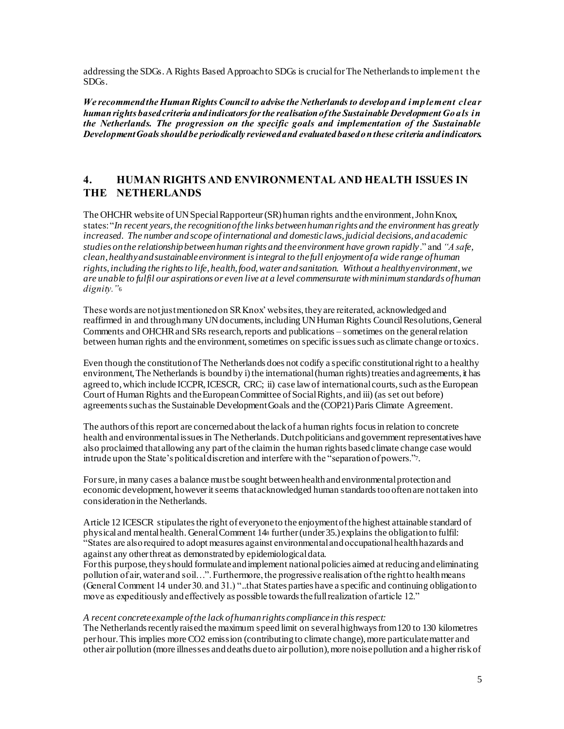addressing the SDGs. A Rights Based Approach to SDGs is crucial for The Netherlands to implement the SDGs.

***We recommend the Human Rights Council to advise the Netherlands to develop and implement clear human rights based criteria and indicators for the realisation of the Sustainable Development Goals in the Netherlands. The progression on the specific goals and implementation of the Sustainable Development Goals should be periodically reviewed and evaluated based on these criteria and indicators.***

## 4. HUMAN RIGHTS AND ENVIRONMENTAL AND HEALTH ISSUES IN THE NETHERLANDS

The OHCHR website of UN Special Rapporteur (SR) human rights and the environment, John Knox, states: "*In recent years, the recognition of the links between human rights and the environment has greatly increased. The number and scope of international and domestic laws, judicial decisions, and academic studies on the relationship between human rights and the environment have grown rapidly*." and *"A safe, clean, healthy and sustainable environment is integral to the full enjoyment of a wide range of human rights, including the rights to life, health, food, water and sanitation. Without a healthy environment, we are unable to fulfil our aspirations or even live at a level commensurate with minimum standards of human dignity."*[6]

These words are not just mentioned on SR Knox' websites, they are reiterated, acknowledged and reaffirmed in and through many UN documents, including UN Human Rights Council Resolutions, General Comments and OHCHR and SRs research, reports and publications – sometimes on the general relation between human rights and the environment, sometimes on specific issues such as climate change or toxics.

Even though the constitution of The Netherlands does not codify a specific constitutional right to a healthy environment, The Netherlands is bound by i) the international (human rights) treaties and agreements, it has agreed to, which include ICCPR, ICESCR, CRC; ii) case law of international courts, such as the European Court of Human Rights and the European Committee of Social Rights, and iii) (as set out before) agreements such as the Sustainable Development Goals and the (COP21) Paris Climate Agreement.

The authors of this report are concerned about the lack of a human rights focus in relation to concrete health and environmental issues in The Netherlands. Dutch politicians and government representatives have also proclaimed that allowing any part of the claim in the human rights based climate change case would intrude upon the State's political discretion and interfere with the "separation of powers."[7].

For sure, in many cases a balance must be sought between health and environmental protection and economic development, however it seems that acknowledged human standards too often are not taken into consideration in the Netherlands.

Article 12 ICESCR stipulates the right of everyone to the enjoyment of the highest attainable standard of physical and mental health. General Comment 14[8] further (under 35.) explains the obligation to fulfil: "States are also required to adopt measures against environmental and occupational health hazards and against any other threat as demonstrated by epidemiological data.
For this purpose, they should formulate and implement national policies aimed at reducing and eliminating pollution of air, water and soil…". Furthermore, the progressive realisation of the right to health means (General Comment 14 under 30. and 31.) "..that States parties have a specific and continuing obligation to move as expeditiously and effectively as possible towards the full realization of article 12."

*A recent concrete example of the lack of human rights compliance in this respect:*
The Netherlands recently raised the maximum speed limit on several highways from 120 to 130 kilometres per hour. This implies more $CO_2$ emission (contributing to climate change), more particulate matter and other air pollution (more illnesses and deaths due to air pollution), more noise pollution and a higher risk of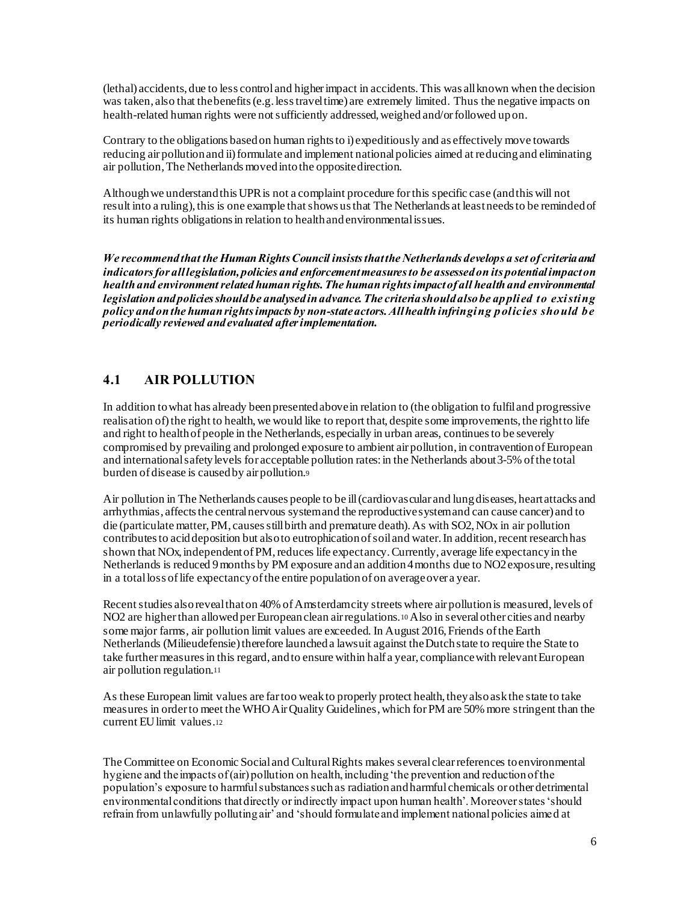(lethal) accidents, due to less control and higher impact in accidents. This was all known when the decision was taken, also that the benefits (e.g. less travel time) are extremely limited. Thus the negative impacts on health-related human rights were not sufficiently addressed, weighed and/or followed up on.

Contrary to the obligations based on human rights to i) expeditiously and as effectively move towards reducing air pollution and ii) formulate and implement national policies aimed at reducing and eliminating air pollution, The Netherlands moved into the opposite direction.

Although we understand this UPR is not a complaint procedure for this specific case (and this will not result into a ruling), this is one example that shows us that The Netherlands at least needs to be reminded of its human rights obligations in relation to health and environmental issues.

***We recommend that the Human Rights Council insists that the Netherlands develops a set of criteria and indicators for all legislation, policies and enforcement measures to be assessed on its potential impact on health and environment related human rights. The human rights impact of all health and environmental legislation and policies should be analysed in advance. The criteria should also be applied to existing policy and on the human rights impacts by non-state actors. All health infringing policies should be periodically reviewed and evaluated after implementation.***

## 4.1 AIR POLLUTION

In addition to what has already been presented above in relation to (the obligation to fulfil and progressive realisation of) the right to health, we would like to report that, despite some improvements, the right to life and right to health of people in the Netherlands, especially in urban areas, continues to be severely compromised by prevailing and prolonged exposure to ambient air pollution, in contravention of European and international safety levels for acceptable pollution rates: in the Netherlands about 3-5% of the total burden of disease is caused by air pollution.[9]

Air pollution in The Netherlands causes people to be ill (cardiovascular and lung diseases, heart attacks and arrhythmias, affects the central nervous system and the reproductive system and can cause cancer) and to die (particulate matter, PM, causes stillbirth and premature death). As with $SO_2$, $NO_x$ in air pollution contributes to acid deposition but also to eutrophication of soil and water. In addition, recent research has shown that $NO_x$, independent of PM, reduces life expectancy. Currently, average life expectancy in the Netherlands is reduced 9 months by PM exposure and an addition 4 months due to $NO_2$ exposure, resulting in a total loss of life expectancy of the entire population of on average over a year.

Recent studies also reveal that on 40% of Amsterdam city streets where air pollution is measured, levels of $NO_2$ are higher than allowed per European clean air regulations.[10] Also in several other cities and nearby some major farms, air pollution limit values are exceeded. In August 2016, Friends of the Earth Netherlands (Milieudefensie) therefore launched a lawsuit against the Dutch state to require the State to take further measures in this regard, and to ensure within half a year, compliance with relevant European air pollution regulation.[11]

As these European limit values are far too weak to properly protect health, they also ask the state to take measures in order to meet the WHO Air Quality Guidelines, which for PM are 50% more stringent than the current EU limit values.[12]

The Committee on Economic Social and Cultural Rights makes several clear references to environmental hygiene and the impacts of (air) pollution on health, including 'the prevention and reduction of the population's exposure to harmful substances such as radiation and harmful chemicals or other detrimental environmental conditions that directly or indirectly impact upon human health'. Moreover states 'should refrain from unlawfully polluting air' and 'should formulate and implement national policies aimed at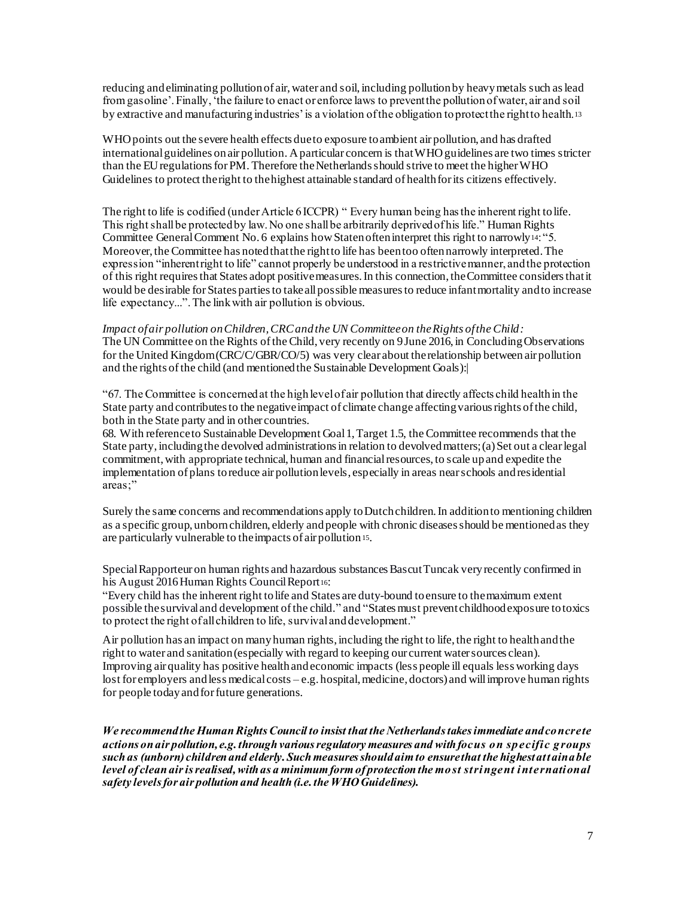reducing and eliminating pollution of air, water and soil, including pollution by heavy metals such as lead from gasoline'. Finally, 'the failure to enact or enforce laws to prevent the pollution of water, air and soil by extractive and manufacturing industries' is a violation of the obligation to protect the right to health.[13]

WHO points out the severe health effects due to exposure to ambient air pollution, and has drafted international guidelines on air pollution. A particular concern is that WHO guidelines are two times stricter than the EU regulations for PM. Therefore the Netherlands should strive to meet the higher WHO Guidelines to protect the right to the highest attainable standard of health for its citizens effectively.

The right to life is codified (under Article 6 ICCPR) " Every human being has the inherent right to life. This right shall be protected by law. No one shall be arbitrarily deprived of his life." Human Rights Committee General Comment No. 6 explains how Staten often interpret this right to narrowly[14]: "5. Moreover, the Committee has noted that the right to life has been too often narrowly interpreted. The expression "inherent right to life" cannot properly be understood in a restrictive manner, and the protection of this right requires that States adopt positive measures. In this connection, the Committee considers that it would be desirable for States parties to take all possible measures to reduce infant mortality and to increase life expectancy...". The link with air pollution is obvious.

*Impact of air pollution on Children, CRC and the UN Committee on the Rights of the Child:*
The UN Committee on the Rights of the Child, very recently on 9 June 2016, in Concluding Observations for the United Kingdom (CRC/C/GBR/CO/5) was very clear about the relationship between air pollution and the rights of the child (and mentioned the Sustainable Development Goals):

"67. The Committee is concerned at the high level of air pollution that directly affects child health in the State party and contributes to the negative impact of climate change affecting various rights of the child, both in the State party and in other countries.
68. With reference to Sustainable Development Goal 1, Target 1.5, the Committee recommends that the State party, including the devolved administrations in relation to devolved matters; (a) Set out a clear legal commitment, with appropriate technical, human and financial resources, to scale up and expedite the implementation of plans to reduce air pollution levels, especially in areas near schools and residential areas;"

Surely the same concerns and recommendations apply to Dutch children. In addition to mentioning children as a specific group, unborn children, elderly and people with chronic diseases should be mentioned as they are particularly vulnerable to the impacts of air pollution[15].

Special Rapporteur on human rights and hazardous substances Bascut Tuncak very recently confirmed in his August 2016 Human Rights Council Report[16]:
"Every child has the inherent right to life and States are duty-bound to ensure to the maximum extent possible the survival and development of the child." and "States must prevent childhood exposure to toxics to protect the right of all children to life, survival and development."

Air pollution has an impact on many human rights, including the right to life, the right to health and the right to water and sanitation (especially with regard to keeping our current water sources clean). Improving air quality has positive health and economic impacts (less people ill equals less working days lost for employers and less medical costs – e.g. hospital, medicine, doctors) and will improve human rights for people today and for future generations.

***We recommend the Human Rights Council to insist that the Netherlands takes immediate and concrete actions on air pollution, e.g. through various regulatory measures and with focus on specific groups such as (unborn) children and elderly. Such measures should aim to ensure that the highest attainable level of clean air is realised, with as a minimum form of protection the most stringent international safety levels for air pollution and health (i.e. the WHO Guidelines).***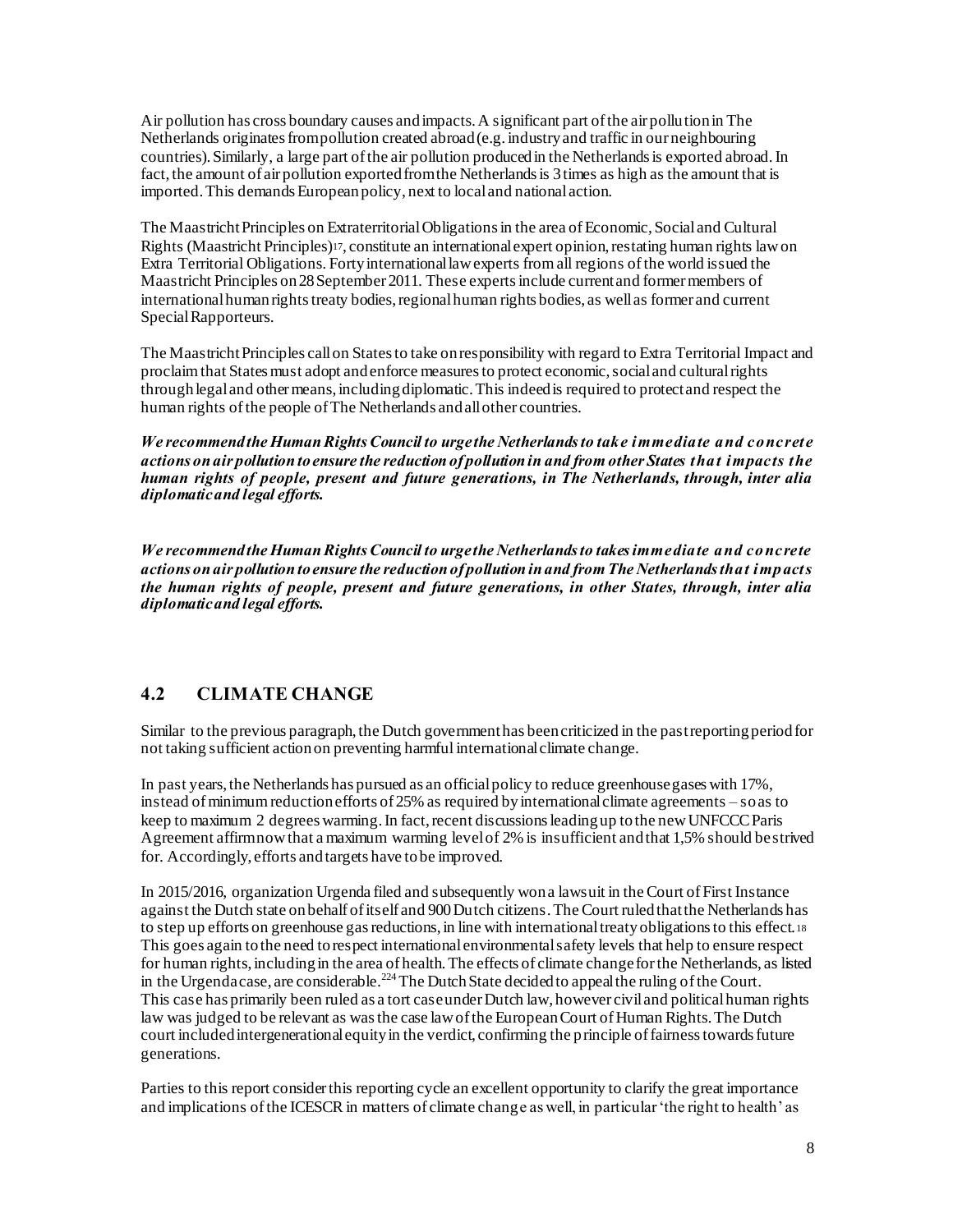Air pollution has cross boundary causes and impacts. A significant part of the air pollution in The Netherlands originates from pollution created abroad (e.g. industry and traffic in our neighbouring countries). Similarly, a large part of the air pollution produced in the Netherlands is exported abroad. In fact, the amount of air pollution exported from the Netherlands is 3 times as high as the amount that is imported. This demands European policy, next to local and national action.

The Maastricht Principles on Extraterritorial Obligations in the area of Economic, Social and Cultural Rights (Maastricht Principles)[17], constitute an international expert opinion, restating human rights law on Extra Territorial Obligations. Forty international law experts from all regions of the world issued the Maastricht Principles on 28 September 2011. These experts include current and former members of international human rights treaty bodies, regional human rights bodies, as well as former and current Special Rapporteurs.

The Maastricht Principles call on States to take on responsibility with regard to Extra Territorial Impact and proclaim that States must adopt and enforce measures to protect economic, social and cultural rights through legal and other means, including diplomatic. This indeed is required to protect and respect the human rights of the people of The Netherlands and all other countries.

***We recommend the Human Rights Council to urge the Netherlands to take immediate and concrete actions on air pollution to ensure the reduction of pollution in and from other States that impacts the human rights of people, present and future generations, in The Netherlands, through, inter alia diplomatic and legal efforts.***

***We recommend the Human Rights Council to urge the Netherlands to takes immediate and concrete actions on air pollution to ensure the reduction of pollution in and from The Netherlands that impacts the human rights of people, present and future generations, in other States, through, inter alia diplomatic and legal efforts.***

## 4.2 CLIMATE CHANGE

Similar to the previous paragraph, the Dutch government has been criticized in the past reporting period for not taking sufficient action on preventing harmful international climate change.

In past years, the Netherlands has pursued as an official policy to reduce greenhouse gases with 17%, instead of minimum reduction efforts of 25% as required by international climate agreements – so as to keep to maximum 2 degrees warming. In fact, recent discussions leading up to the new UNFCCC Paris Agreement affirm now that a maximum warming level of 2% is insufficient and that 1,5% should be strived for. Accordingly, efforts and targets have to be improved.

In 2015/2016, organization Urgenda filed and subsequently won a lawsuit in the Court of First Instance against the Dutch state on behalf of itself and 900 Dutch citizens. The Court ruled that the Netherlands has to step up efforts on greenhouse gas reductions, in line with international treaty obligations to this effect.[18] This goes again to the need to respect international environmental safety levels that help to ensure respect for human rights, including in the area of health. The effects of climate change for the Netherlands, as listed in the Urgenda case, are considerable.[224] The Dutch State decided to appeal the ruling of the Court. This case has primarily been ruled as a tort case under Dutch law, however civil and political human rights law was judged to be relevant as was the case law of the European Court of Human Rights. The Dutch court included intergenerational equity in the verdict, confirming the principle of fairness towards future generations.

Parties to this report consider this reporting cycle an excellent opportunity to clarify the great importance and implications of the ICESCR in matters of climate change as well, in particular 'the right to health' as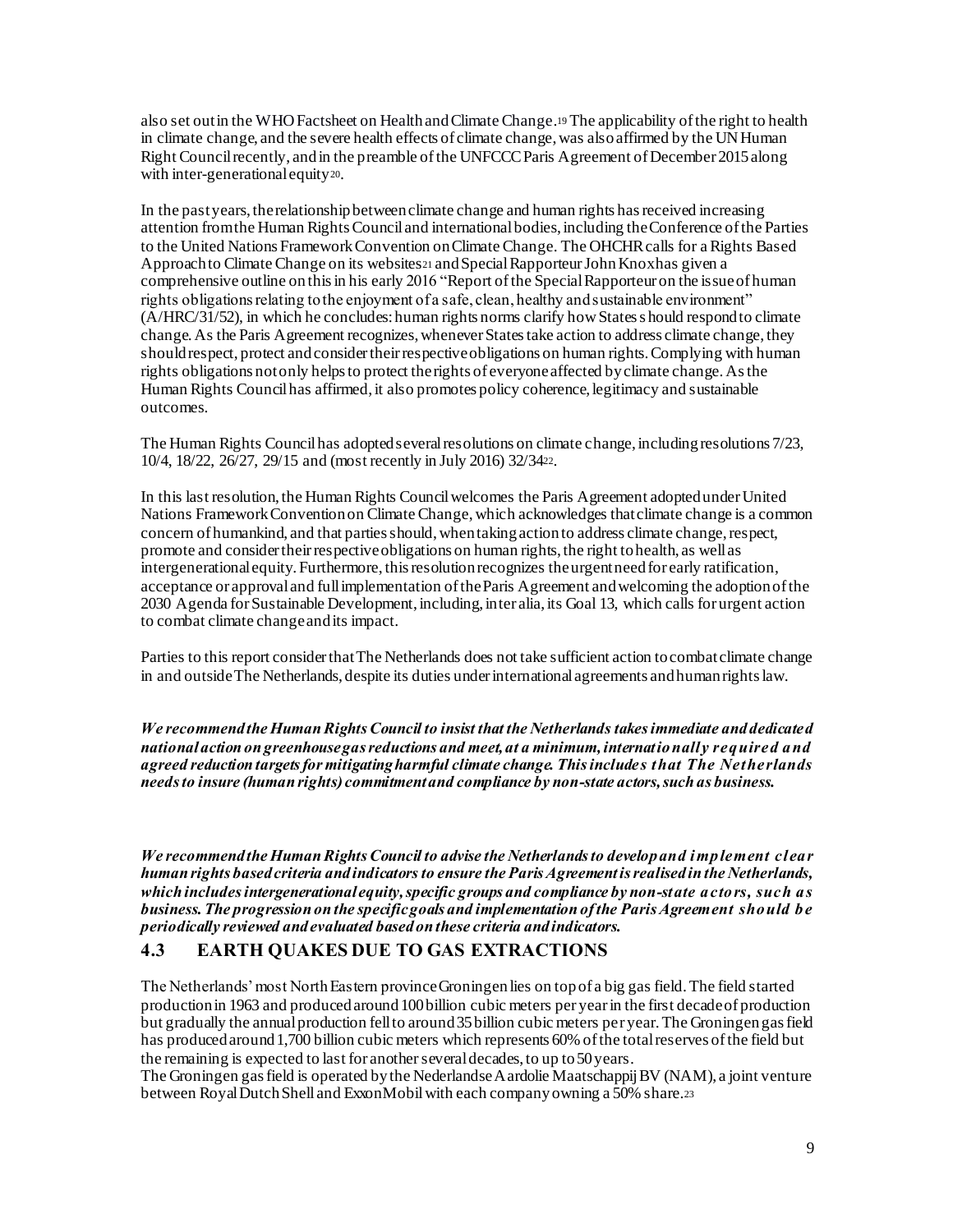also set out in the WHO Factsheet on Health and Climate Change.[19] The applicability of the right to health in climate change, and the severe health effects of climate change, was also affirmed by the UN Human Right Council recently, and in the preamble of the UNFCCC Paris Agreement of December 2015 along with inter-generational equity[20].

In the past years, the relationship between climate change and human rights has received increasing attention from the Human Rights Council and international bodies, including the Conference of the Parties to the United Nations Framework Convention on Climate Change. The OHCHR calls for a Rights Based Approach to Climate Change on its websites[21] and Special Rapporteur John Knox has given a comprehensive outline on this in his early 2016 "Report of the Special Rapporteur on the issue of human rights obligations relating to the enjoyment of a safe, clean, healthy and sustainable environment" (A/HRC/31/52), in which he concludes: human rights norms clarify how States should respond to climate change. As the Paris Agreement recognizes, whenever States take action to address climate change, they should respect, protect and consider their respective obligations on human rights. Complying with human rights obligations not only helps to protect the rights of everyone affected by climate change. As the Human Rights Council has affirmed, it also promotes policy coherence, legitimacy and sustainable outcomes.

The Human Rights Council has adopted several resolutions on climate change, including resolutions 7/23, 10/4, 18/22, 26/27, 29/15 and (most recently in July 2016) 32/34[22].

In this last resolution, the Human Rights Council welcomes the Paris Agreement adopted under United Nations Framework Convention on Climate Change, which acknowledges that climate change is a common concern of humankind, and that parties should, when taking action to address climate change, respect, promote and consider their respective obligations on human rights, the right to health, as well as intergenerational equity. Furthermore, this resolution recognizes the urgent need for early ratification, acceptance or approval and full implementation of the Paris Agreement and welcoming the adoption of the 2030 Agenda for Sustainable Development, including, inter alia, its Goal 13, which calls for urgent action to combat climate change and its impact.

Parties to this report consider that The Netherlands does not take sufficient action to combat climate change in and outside The Netherlands, despite its duties under international agreements and human rights law.

***We recommend the Human Rights Council to insist that the Netherlands takes immediate and dedicated national action on greenhouse gas reductions and meet, at a minimum, internationally required and agreed reduction targets for mitigating harmful climate change. This includes that The Netherlands needs to insure (human rights) commitment and compliance by non-state actors, such as business.***

***We recommend the Human Rights Council to advise the Netherlands to develop and implement clear human rights based criteria and indicators to ensure the Paris Agreement is realised in the Netherlands, which includes intergenerational equity, specific groups and compliance by non-state actors, such as business. The progression on the specific goals and implementation of the Paris Agreement should be periodically reviewed and evaluated based on these criteria and indicators.***

## 4.3 EARTH QUAKES DUE TO GAS EXTRACTIONS

The Netherlands' most North Eastern province Groningen lies on top of a big gas field. The field started production in 1963 and produced around 100 billion cubic meters per year in the first decade of production but gradually the annual production fell to around 35 billion cubic meters per year. The Groningen gas field has produced around 1,700 billion cubic meters which represents 60% of the total reserves of the field but the remaining is expected to last for another several decades, to up to 50 years.

The Groningen gas field is operated by the Nederlandse Aardolie Maatschappij BV (NAM), a joint venture between Royal Dutch Shell and ExxonMobil with each company owning a 50% share.[23]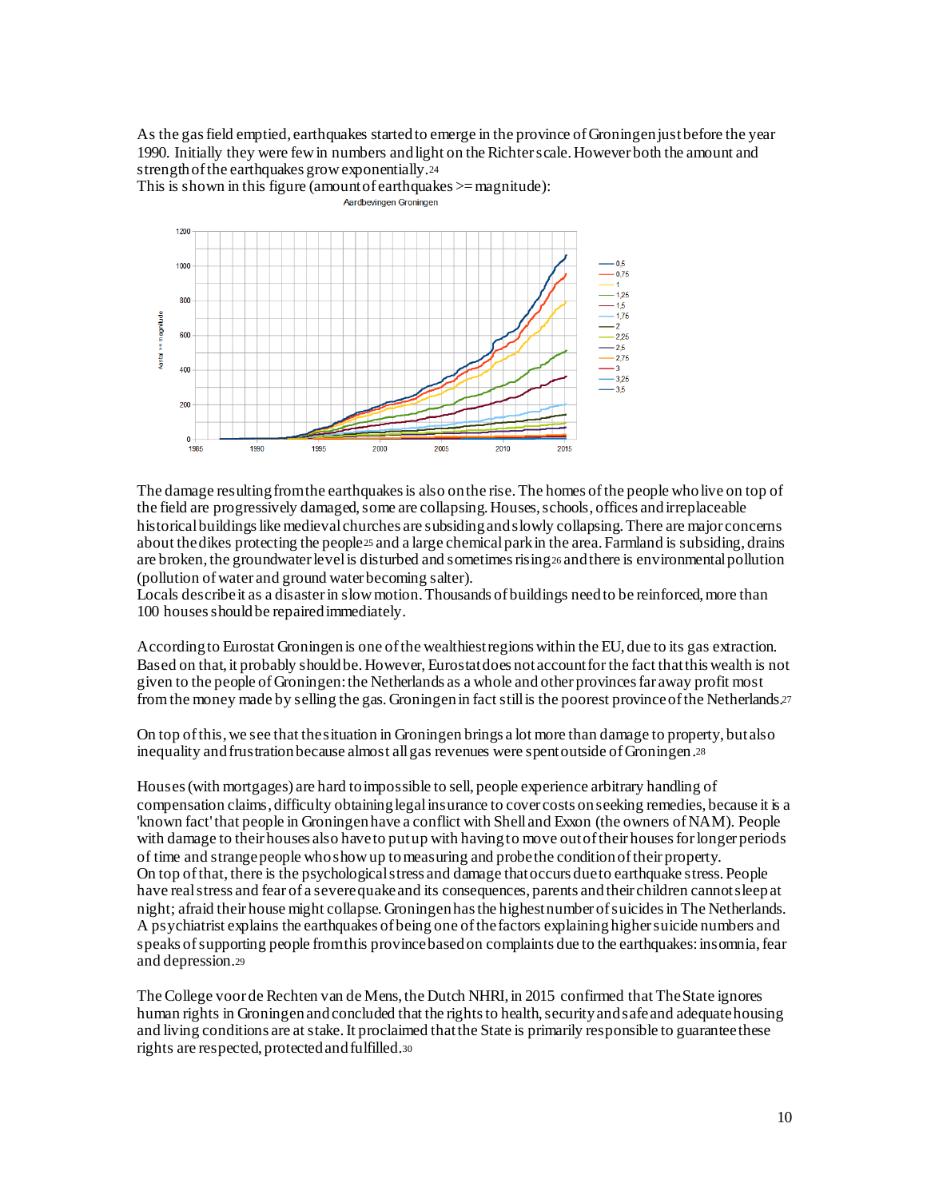As the gas field emptied, earthquakes started to emerge in the province of Groningen just before the year 1990. Initially they were few in numbers and light on the Richter scale. However both the amount and strength of the earthquakes grow exponentially.[24]
This is shown in this figure (amount of earthquakes >= magnitude):

Aardbevingen Groningen

1200
1000
800
600
400
200
0

1985 1990 1995 2000 2005 2010 2015

Aantal >= magnitude

0,5
0,75
1
1,25
1,5
1,75
2
2,25
2,5
2,75
3
3,25
3,5

The damage resulting from the earthquakes is also on the rise. The homes of the people who live on top of the field are progressively damaged, some are collapsing. Houses, schools, offices and irreplaceable historical buildings like medieval churches are subsiding and slowly collapsing. There are major concerns about the dikes protecting the people[25] and a large chemical park in the area. Farmland is subsiding, drains are broken, the groundwater level is disturbed and sometimes rising[26] and there is environmental pollution (pollution of water and ground water becoming salter).
Locals describe it as a disaster in slow motion. Thousands of buildings need to be reinforced, more than 100 houses should be repaired immediately.

According to Eurostat Groningen is one of the wealthiest regions within the EU, due to its gas extraction. Based on that, it probably should be. However, Eurostat does not account for the fact that this wealth is not given to the people of Groningen: the Netherlands as a whole and other provinces far away profit most from the money made by selling the gas. Groningen in fact still is the poorest province of the Netherlands.[27]

On top of this, we see that the situation in Groningen brings a lot more than damage to property, but also inequality and frustration because almost all gas revenues were spent outside of Groningen.[28]

Houses (with mortgages) are hard to impossible to sell, people experience arbitrary handling of compensation claims, difficulty obtaining legal insurance to cover costs on seeking remedies, because it is a 'known fact' that people in Groningen have a conflict with Shell and Exxon (the owners of NAM). People with damage to their houses also have to put up with having to move out of their houses for longer periods of time and strange people who show up to measuring and probe the condition of their property.
On top of that, there is the psychological stress and damage that occurs due to earthquake stress. People have real stress and fear of a severe quake and its consequences, parents and their children cannot sleep at night; afraid their house might collapse. Groningen has the highest number of suicides in The Netherlands. A psychiatrist explains the earthquakes of being one of the factors explaining higher suicide numbers and speaks of supporting people from this province based on complaints due to the earthquakes: insomnia, fear and depression.[29]

The College voor de Rechten van de Mens, the Dutch NHRI, in 2015 confirmed that The State ignores human rights in Groningen and concluded that the rights to health, security and safe and adequate housing and living conditions are at stake. It proclaimed that the State is primarily responsible to guarantee these rights are respected, protected and fulfilled.[30]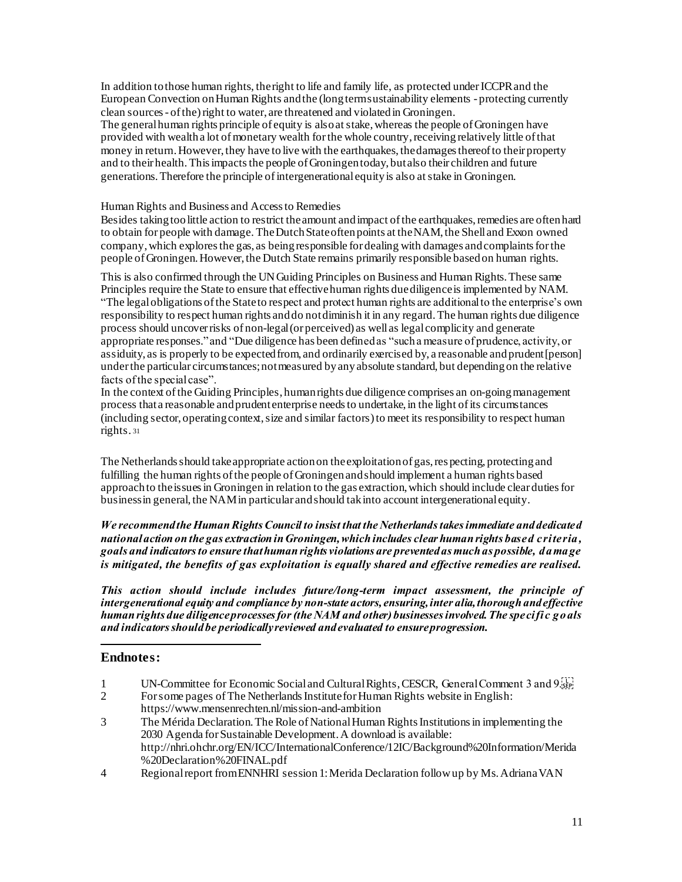In addition to those human rights, the right to life and family life, as protected under ICCPR and the European Convection on Human Rights and the (long terms sustainability elements - protecting currently clean sources - of the) right to water, are threatened and violated in Groningen.
The general human rights principle of equity is also at stake, whereas the people of Groningen have provided with wealth a lot of monetary wealth for the whole country, receiving relatively little of that money in return. However, they have to live with the earthquakes, the damages thereof to their property and to their health. This impacts the people of Groningen today, but also their children and future generations. Therefore the principle of intergenerational equity is also at stake in Groningen.

Human Rights and Business and Access to Remedies

Besides taking too little action to restrict the amount and impact of the earthquakes, remedies are often hard to obtain for people with damage. The Dutch State often points at the NAM, the Shell and Exxon owned company, which explores the gas, as being responsible for dealing with damages and complaints for the people of Groningen. However, the Dutch State remains primarily responsible based on human rights.

This is also confirmed through the UN Guiding Principles on Business and Human Rights. These same Principles require the State to ensure that effective human rights due diligence is implemented by NAM. "The legal obligations of the State to respect and protect human rights are additional to the enterprise's own responsibility to respect human rights and do not diminish it in any regard. The human rights due diligence process should uncover risks of non-legal (or perceived) as well as legal complicity and generate appropriate responses." and "Due diligence has been defined as "such a measure of prudence, activity, or assiduity, as is properly to be expected from, and ordinarily exercised by, a reasonable and prudent [person] under the particular circumstances; not measured by any absolute standard, but depending on the relative facts of the special case".
In the context of the Guiding Principles, human rights due diligence comprises an on-going management process that a reasonable and prudent enterprise needs to undertake, in the light of its circumstances (including sector, operating context, size and similar factors) to meet its responsibility to respect human rights.[31]

The Netherlands should take appropriate action on the exploitation of gas, respecting, protecting and fulfilling the human rights of the people of Groningen and should implement a human rights based approach to the issues in Groningen in relation to the gas extraction, which should include clear duties for business in general, the NAM in particular and should tak into account intergenerational equity.

***We recommend the Human Rights Council to insist that the Netherlands takes immediate and dedicated national action on the gas extraction in Groningen, which includes clear human rights based criteria, goals and indicators to ensure that human rights violations are prevented as much as possible, damage is mitigated, the benefits of gas exploitation is equally shared and effective remedies are realised.***

***This action should include includes future/long-term impact assessment, the principle of intergenerational equity and compliance by non-state actors, ensuring, inter alia, thorough and effective human rights due diligence processes for (the NAM and other) businesses involved. The specific goals and indicators should be periodically reviewed and evaluated to ensure progression.***

## Endnotes:

1 UN-Committee for Economic Social and Cultural Rights, CESCR, General Comment 3 and 9
2 For some pages of The Netherlands Institute for Human Rights website in English: https://www.mensenrechten.nl/mission-and-ambition
3 The Mérida Declaration. The Role of National Human Rights Institutions in implementing the 2030 Agenda for Sustainable Development. A download is available: http://nhri.ohchr.org/EN/ICC/InternationalConference/12IC/Background%20Information/Merida%20Declaration%20FINAL.pdf
4 Regional report from ENNHRI session 1: Merida Declaration follow up by Ms. Adriana VAN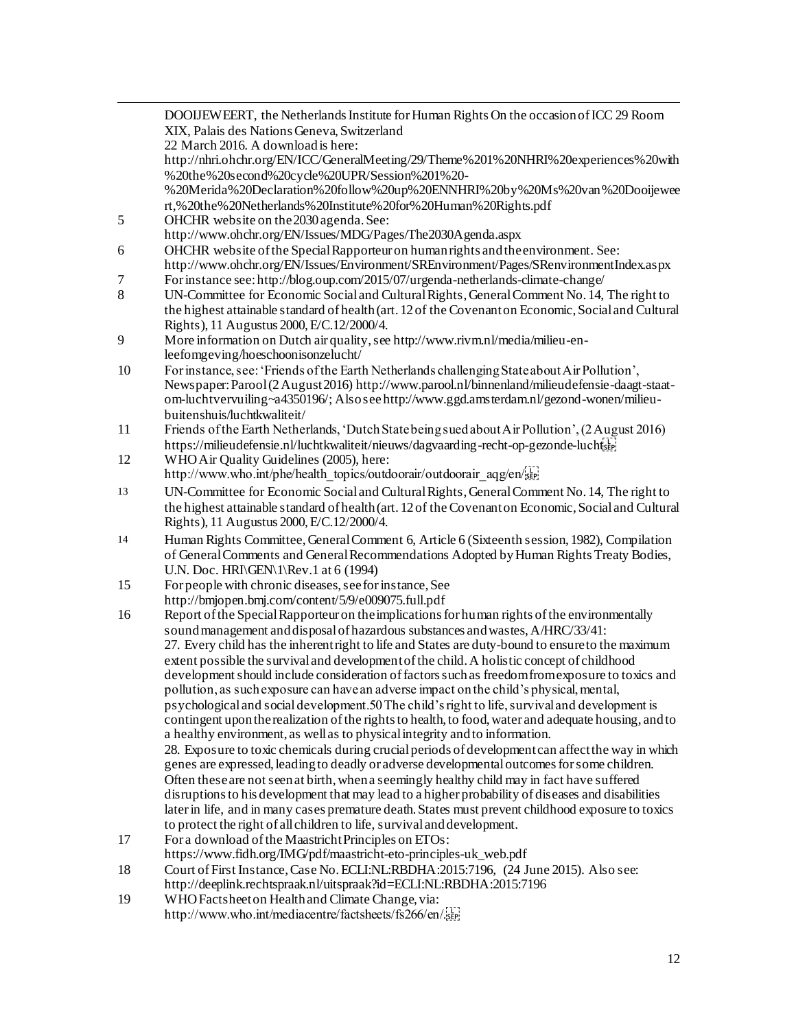DOOIJEWEERT, the Netherlands Institute for Human Rights On the occasion of ICC 29 Room XIX, Palais des Nations Geneva, Switzerland
22 March 2016. A download is here:
http://nhri.ohchr.org/EN/ICC/GeneralMeeting/29/Theme%201%20NHRI%20experiences%20with%20the%20second%20cycle%20UPR/Session%201%20-%20Merida%20Declaration%20follow%20up%20ENNHRI%20by%20Ms%20van%20Dooijeweert,%20the%20Netherlands%20Institute%20for%20Human%20Rights.pdf

5 OHCHR website on the 2030 agenda. See: http://www.ohchr.org/EN/Issues/MDG/Pages/The2030Agenda.aspx

6 OHCHR website of the Special Rapporteur on human rights and the environment. See: http://www.ohchr.org/EN/Issues/Environment/SREnvironment/Pages/SRenvironmentIndex.aspx

7 For instance see: http://blog.oup.com/2015/07/urgenda-netherlands-climate-change/

8 UN-Committee for Economic Social and Cultural Rights, General Comment No. 14, The right to the highest attainable standard of health (art. 12 of the Covenant on Economic, Social and Cultural Rights), 11 Augustus 2000, E/C.12/2000/4.

9 More information on Dutch air quality, see http://www.rivm.nl/media/milieu-en-leefomgeving/hoeschoonisonzelucht/

10 For instance, see: 'Friends of the Earth Netherlands challenging State about Air Pollution', Newspaper: Parool (2 August 2016) http://www.parool.nl/binnenland/milieudefensie-daagt-staat-om-luchtvervuiling~a4350196/; Also see http://www.ggd.amsterdam.nl/gezond-wonen/milieu-buitenshuis/luchtkwaliteit/

11 Friends of the Earth Netherlands, 'Dutch State being sued about Air Pollution', (2 August 2016) https://milieudefensie.nl/luchtkwaliteit/nieuws/dagvaarding-recht-op-gezonde-lucht

12 WHO Air Quality Guidelines (2005), here: http://www.who.int/phe/health_topics/outdoorair/outdoorair_aqg/en/

13 UN-Committee for Economic Social and Cultural Rights, General Comment No. 14, The right to the highest attainable standard of health (art. 12 of the Covenant on Economic, Social and Cultural Rights), 11 Augustus 2000, E/C.12/2000/4.

14 Human Rights Committee, General Comment 6, Article 6 (Sixteenth session, 1982), Compilation of General Comments and General Recommendations Adopted by Human Rights Treaty Bodies, U.N. Doc. HRI\GEN\1\Rev.1 at 6 (1994)

15 For people with chronic diseases, see for instance, See http://bmjopen.bmj.com/content/5/9/e009075.full.pdf

16 Report of the Special Rapporteur on the implications for human rights of the environmentally sound management and disposal of hazardous substances and wastes, A/HRC/33/41:
27. Every child has the inherent right to life and States are duty-bound to ensure to the maximum extent possible the survival and development of the child. A holistic concept of childhood development should include consideration of factors such as freedom from exposure to toxics and pollution, as such exposure can have an adverse impact on the child's physical, mental, psychological and social development.50 The child's right to life, survival and development is contingent upon the realization of the rights to health, to food, water and adequate housing, and to a healthy environment, as well as to physical integrity and to information.
28. Exposure to toxic chemicals during crucial periods of development can affect the way in which genes are expressed, leading to deadly or adverse developmental outcomes for some children. Often these are not seen at birth, when a seemingly healthy child may in fact have suffered disruptions to his development that may lead to a higher probability of diseases and disabilities later in life, and in many cases premature death. States must prevent childhood exposure to toxics to protect the right of all children to life, survival and development.

17 For a download of the Maastricht Principles on ETOs: https://www.fidh.org/IMG/pdf/maastricht-eto-principles-uk_web.pdf

18 Court of First Instance, Case No. ECLI:NL:RBDHA:2015:7196, (24 June 2015). Also see: http://deeplink.rechtspraak.nl/uitspraak?id=ECLI:NL:RBDHA:2015:7196

19 WHO Factsheet on Health and Climate Change, via: http://www.who.int/mediacentre/factsheets/fs266/en/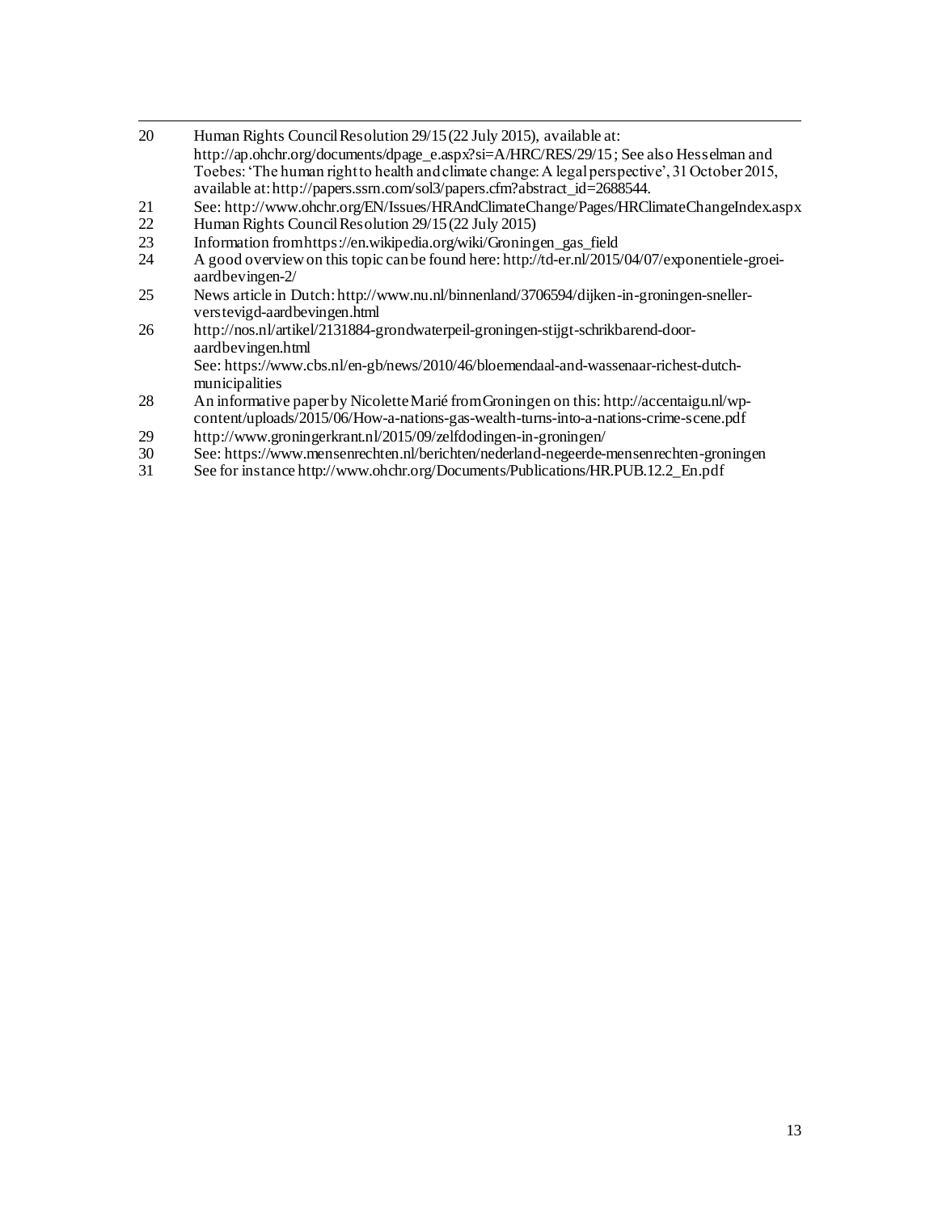20 Human Rights Council Resolution 29/15 (22 July 2015), available at: http://ap.ohchr.org/documents/dpage_e.aspx?si=A/HRC/RES/29/15 ; See also Hesselman and Toebes: 'The human right to health and climate change: A legal perspective', 31 October 2015, available at: http://papers.ssrn.com/sol3/papers.cfm?abstract_id=2688544.

21 See: http://www.ohchr.org/EN/Issues/HRAndClimateChange/Pages/HRClimateChangeIndex.aspx

22 Human Rights Council Resolution 29/15 (22 July 2015)

23 Information from https://en.wikipedia.org/wiki/Groningen_gas_field

24 A good overview on this topic can be found here: http://td-er.nl/2015/04/07/exponentiele-groei-aardbevingen-2/

25 News article in Dutch: http://www.nu.nl/binnenland/3706594/dijken-in-groningen-sneller-verstevigd-aardbevingen.html

26 http://nos.nl/artikel/2131884-grondwaterpeil-groningen-stijgt-schrikbarend-door-aardbevingen.html

See: https://www.cbs.nl/en-gb/news/2010/46/bloemendaal-and-wassenaar-richest-dutch-municipalities

28 An informative paper by Nicolette Marié from Groningen on this: http://accentaigu.nl/wp-content/uploads/2015/06/How-a-nations-gas-wealth-turns-into-a-nations-crime-scene.pdf

29 http://www.groningerkrant.nl/2015/09/zelfdodingen-in-groningen/

30 See: https://www.mensenrechten.nl/berichten/nederland-negeerde-mensenrechten-groningen

31 See for instance http://www.ohchr.org/Documents/Publications/HR.PUB.12.2_En.pdf